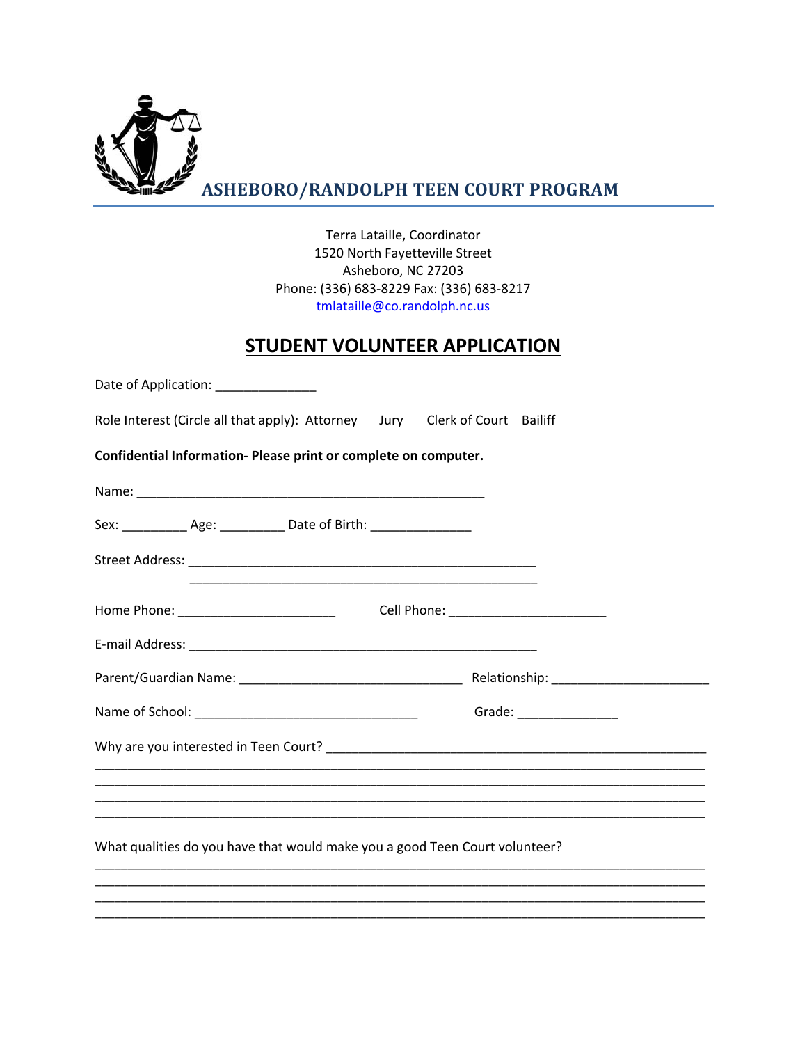# ASHEBORO/RANDOLPH TEEN COURT PROGRAM

Terra Lataille, Coordinator
1520 North Fayetteville Street
Asheboro, NC 27203
Phone: (336) 683-8229 Fax: (336) 683-8217
tmlataille@co.randolph.nc.us

## STUDENT VOLUNTEER APPLICATION

Date of Application: ______________

Role Interest (Circle all that apply): Attorney Jury Clerk of Court Bailiff

**Confidential Information- Please print or complete on computer.**

Name: __________________________________________________

Sex: _________ Age: _________ Date of Birth: ______________

Street Address: __________________________________________________
__________________________________________________

Home Phone: ______________________ Cell Phone: ______________________

E-mail Address: __________________________________________________

Parent/Guardian Name: ________________________________ Relationship: ______________________

Name of School: ________________________________ Grade: ______________

Why are you interested in Teen Court? _______________________________________________________
_________________________________________________________________________________________
_________________________________________________________________________________________
_________________________________________________________________________________________
_________________________________________________________________________________________

What qualities do you have that would make you a good Teen Court volunteer?
_________________________________________________________________________________________
_________________________________________________________________________________________
_________________________________________________________________________________________
_________________________________________________________________________________________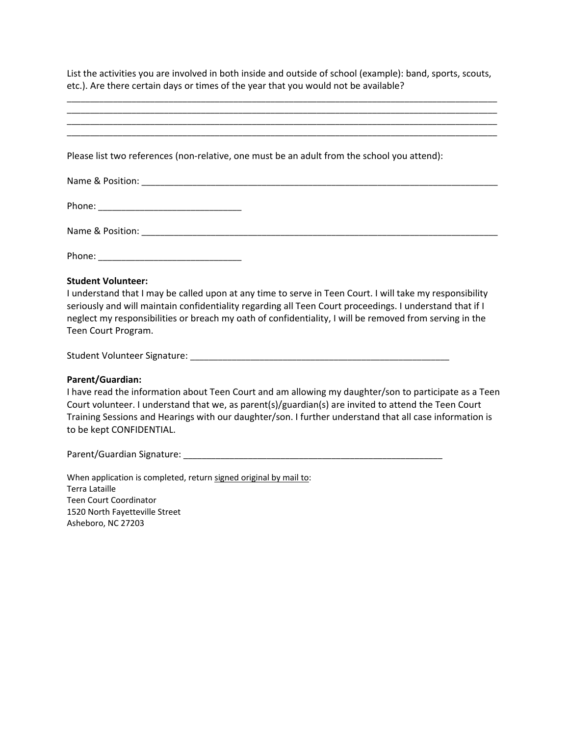List the activities you are involved in both inside and outside of school (example): band, sports, scouts, etc.). Are there certain days or times of the year that you would not be available?

_______________________________________________________________________________________
_______________________________________________________________________________________
_______________________________________________________________________________________
_______________________________________________________________________________________

Please list two references (non-relative, one must be an adult from the school you attend):

Name & Position: ___________________________________________________________________________

Phone: ____________________________

Name & Position: ___________________________________________________________________________

Phone: ____________________________

**Student Volunteer:**
I understand that I may be called upon at any time to serve in Teen Court. I will take my responsibility seriously and will maintain confidentiality regarding all Teen Court proceedings. I understand that if I neglect my responsibilities or breach my oath of confidentiality, I will be removed from serving in the Teen Court Program.

Student Volunteer Signature: _____________________________________________________

**Parent/Guardian:**
I have read the information about Teen Court and am allowing my daughter/son to participate as a Teen Court volunteer. I understand that we, as parent(s)/guardian(s) are invited to attend the Teen Court Training Sessions and Hearings with our daughter/son. I further understand that all case information is to be kept CONFIDENTIAL.

Parent/Guardian Signature: ______________________________________________________

When application is completed, return signed original by mail to:
Terra Lataille
Teen Court Coordinator
1520 North Fayetteville Street
Asheboro, NC 27203